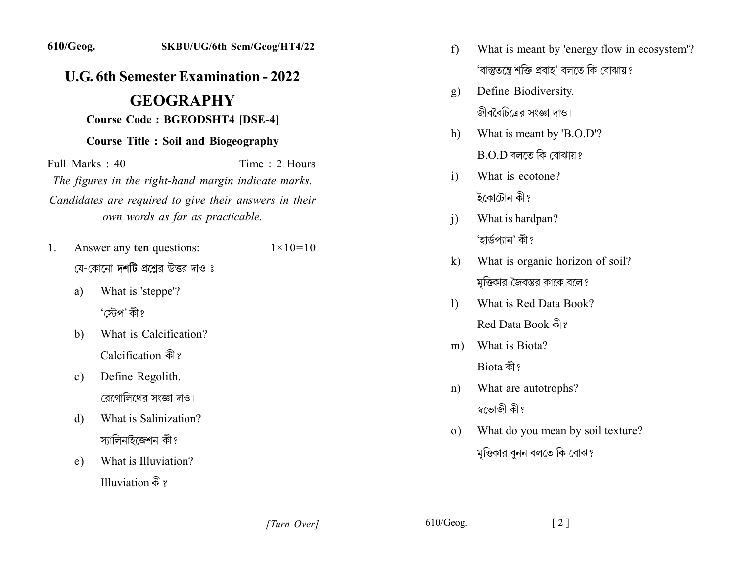610/Geog. SKBU/UG/6th Sem/Geog/HT4/22

# U.G. 6th Semester Examination - 2022

# GEOGRAPHY

**Course Code : BGEODSHT4 [DSE-4]**

**Course Title : Soil and Biogeography**

Full Marks : 40 Time : 2 Hours

*The figures in the right-hand margin indicate marks.*

*Candidates are required to give their answers in their own words as far as practicable.*

1. Answer any **ten** questions: 1×10=10

   যে-কোনো **দশটি** প্রশ্নের উত্তর দাও ঃ

   a) What is 'steppe'?

   'স্টেপ' কী?

   b) What is Calcification?

   Calcification কী?

   c) Define Regolith.

   রেগোলিথের সংজ্ঞা দাও।

   d) What is Salinization?

   স্যালিনাইজেশন কী?

   e) What is Illuviation?

   Illuviation কী?

   f) What is meant by 'energy flow in ecosystem'?

   'বাস্তুতন্ত্রে শক্তি প্রবাহ' বলতে কি বোঝায়?

   g) Define Biodiversity.

   জীববৈচিত্রের সংজ্ঞা দাও।

   h) What is meant by 'B.O.D'?

   B.O.D বলতে কি বোঝায়?

   i) What is ecotone?

   ইকোটোন কী?

   j) What is hardpan?

   'হার্ডপ্যান' কী?

   k) What is organic horizon of soil?

   মৃত্তিকার জৈবস্তর কাকে বলে?

   l) What is Red Data Book?

   Red Data Book কী?

   m) What is Biota?

   Biota কী?

   n) What are autotrophs?

   স্বভোজী কী?

   o) What do you mean by soil texture?

   মৃত্তিকার বুনন বলতে কি বোঝ?

[Turn Over]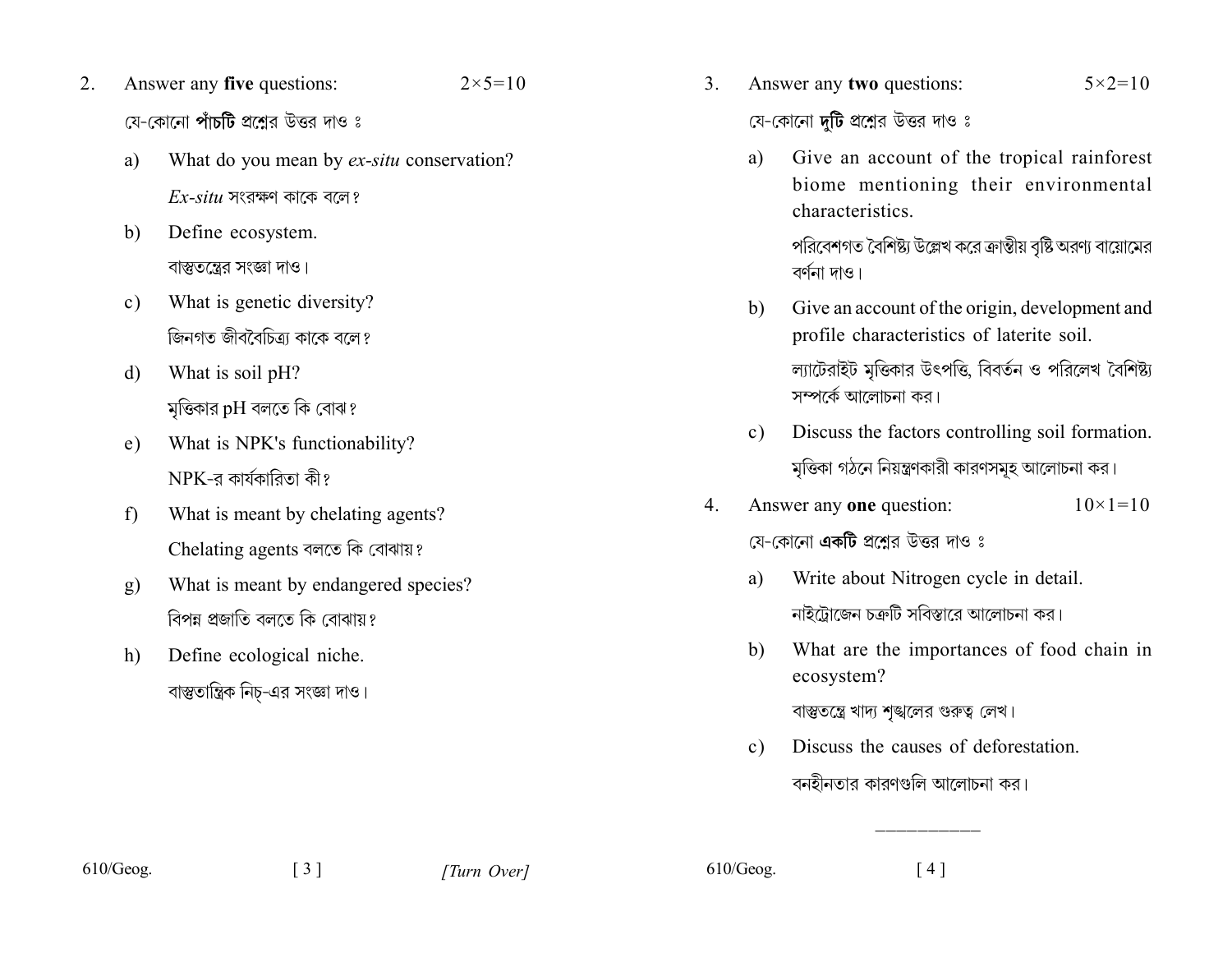2. Answer any **five** questions: $2\times5=10$

যে-কোনো **পাঁচটি** প্রশ্নের উত্তর দাও ঃ

a) What do you mean by *ex-situ* conservation?

*Ex-situ* সংরক্ষণ কাকে বলে?

b) Define ecosystem.

বাস্তুতন্ত্রের সংজ্ঞা দাও।

c) What is genetic diversity?

জিনগত জীববৈচিত্র্য কাকে বলে?

d) What is soil pH?

মৃত্তিকার pH বলতে কি বোঝ?

e) What is NPK's functionability?

NPK-র কার্যকারিতা কী?

f) What is meant by chelating agents?

Chelating agents বলতে কি বোঝায়?

g) What is meant by endangered species?

বিপন্ন প্রজাতি বলতে কি বোঝায়?

h) Define ecological niche.

বাস্তুতান্ত্রিক নিচ্-এর সংজ্ঞা দাও।

3. Answer any **two** questions: $5\times2=10$

যে-কোনো **দুটি** প্রশ্নের উত্তর দাও ঃ

a) Give an account of the tropical rainforest biome mentioning their environmental characteristics.

পরিবেশগত বৈশিষ্ট্য উল্লেখ করে ক্রান্তীয় বৃষ্টি অরণ্য বায়োমের বর্ণনা দাও।

b) Give an account of the origin, development and profile characteristics of laterite soil.

ল্যাটেরাইট মৃত্তিকার উৎপত্তি, বিবর্তন ও পরিলেখ বৈশিষ্ট্য সম্পর্কে আলোচনা কর।

c) Discuss the factors controlling soil formation.

মৃত্তিকা গঠনে নিয়ন্ত্রণকারী কারণসমূহ আলোচনা কর।

4. Answer any **one** question: $10\times1=10$

যে-কোনো **একটি** প্রশ্নের উত্তর দাও ঃ

a) Write about Nitrogen cycle in detail.

নাইট্রোজেন চক্রটি সবিস্তারে আলোচনা কর।

b) What are the importances of food chain in ecosystem?

বাস্তুতন্ত্রে খাদ্য শৃঙ্খলের গুরুত্ব লেখ।

c) Discuss the causes of deforestation.

বনহীনতার কারণগুলি আলোচনা কর।